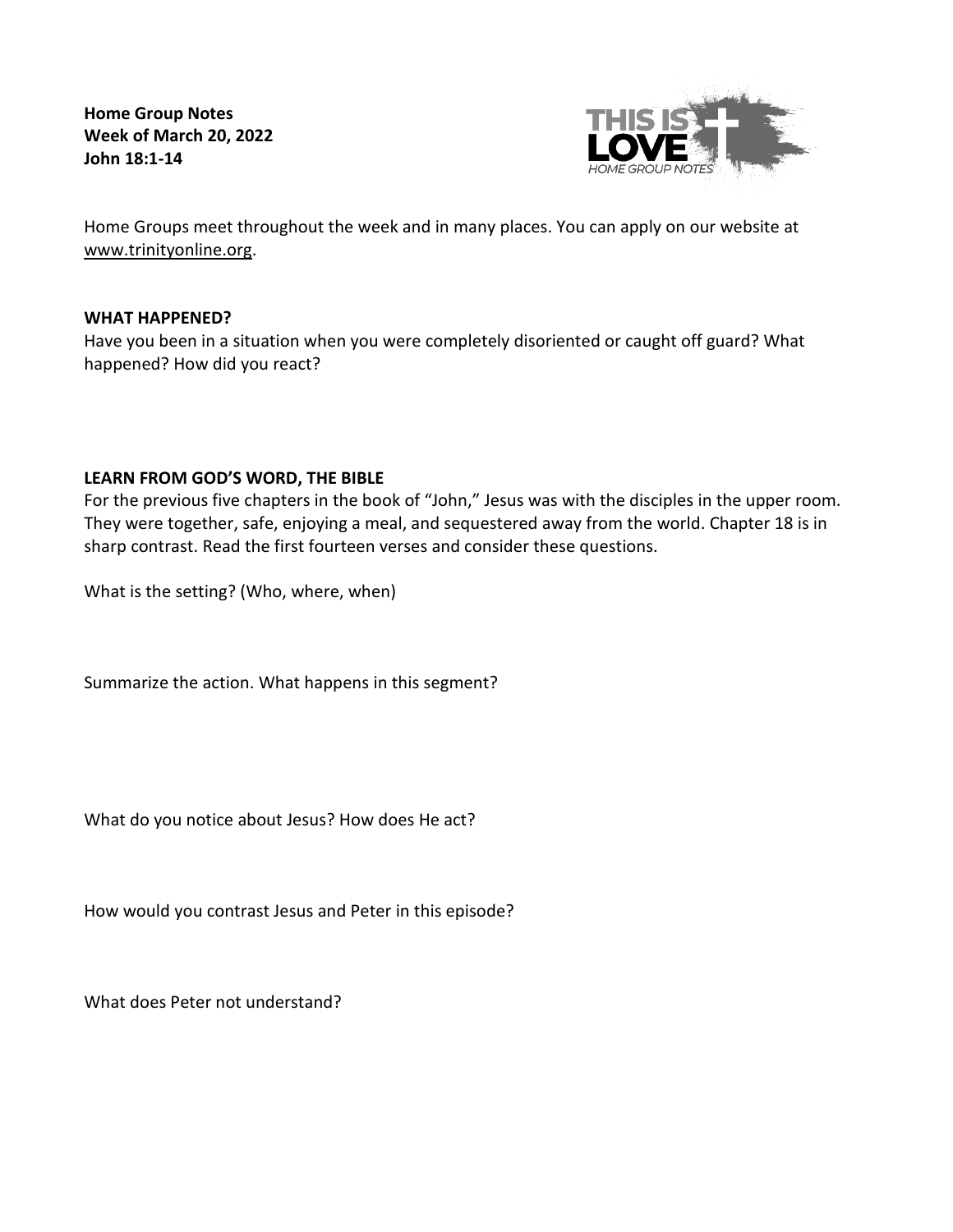**Home Group Notes**
**Week of March 20, 2022**
**John 18:1-14**

Home Groups meet throughout the week and in many places. You can apply on our website at www.trinityonline.org.

**WHAT HAPPENED?**

Have you been in a situation when you were completely disoriented or caught off guard? What happened? How did you react?

**LEARN FROM GOD'S WORD, THE BIBLE**

For the previous five chapters in the book of "John," Jesus was with the disciples in the upper room. They were together, safe, enjoying a meal, and sequestered away from the world. Chapter 18 is in sharp contrast. Read the first fourteen verses and consider these questions.

What is the setting? (Who, where, when)

Summarize the action. What happens in this segment?

What do you notice about Jesus? How does He act?

How would you contrast Jesus and Peter in this episode?

What does Peter not understand?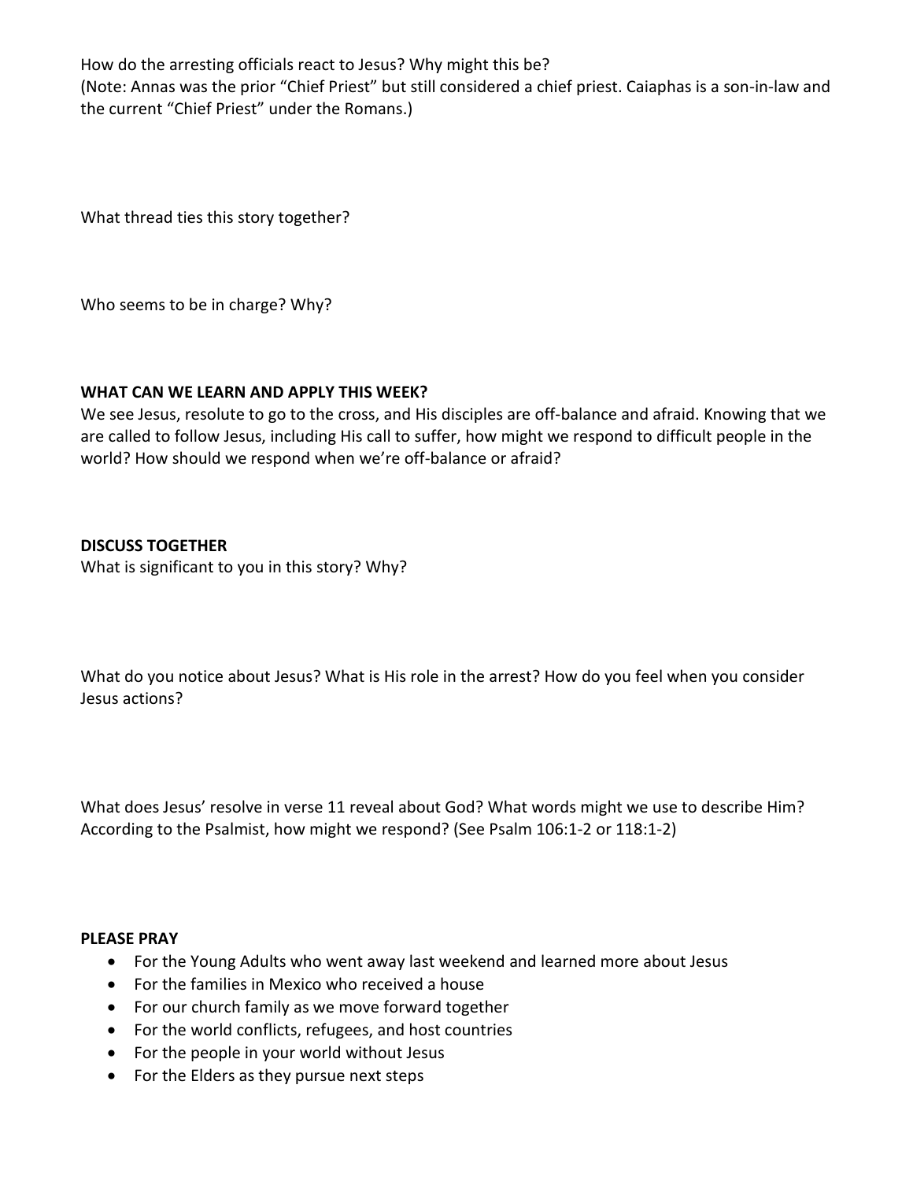How do the arresting officials react to Jesus? Why might this be?
(Note: Annas was the prior "Chief Priest" but still considered a chief priest. Caiaphas is a son-in-law and the current "Chief Priest" under the Romans.)

What thread ties this story together?

Who seems to be in charge? Why?

**WHAT CAN WE LEARN AND APPLY THIS WEEK?**

We see Jesus, resolute to go to the cross, and His disciples are off-balance and afraid. Knowing that we are called to follow Jesus, including His call to suffer, how might we respond to difficult people in the world? How should we respond when we're off-balance or afraid?

**DISCUSS TOGETHER**

What is significant to you in this story? Why?

What do you notice about Jesus? What is His role in the arrest? How do you feel when you consider Jesus actions?

What does Jesus' resolve in verse 11 reveal about God? What words might we use to describe Him? According to the Psalmist, how might we respond? (See Psalm 106:1-2 or 118:1-2)

**PLEASE PRAY**

- For the Young Adults who went away last weekend and learned more about Jesus
- For the families in Mexico who received a house
- For our church family as we move forward together
- For the world conflicts, refugees, and host countries
- For the people in your world without Jesus
- For the Elders as they pursue next steps